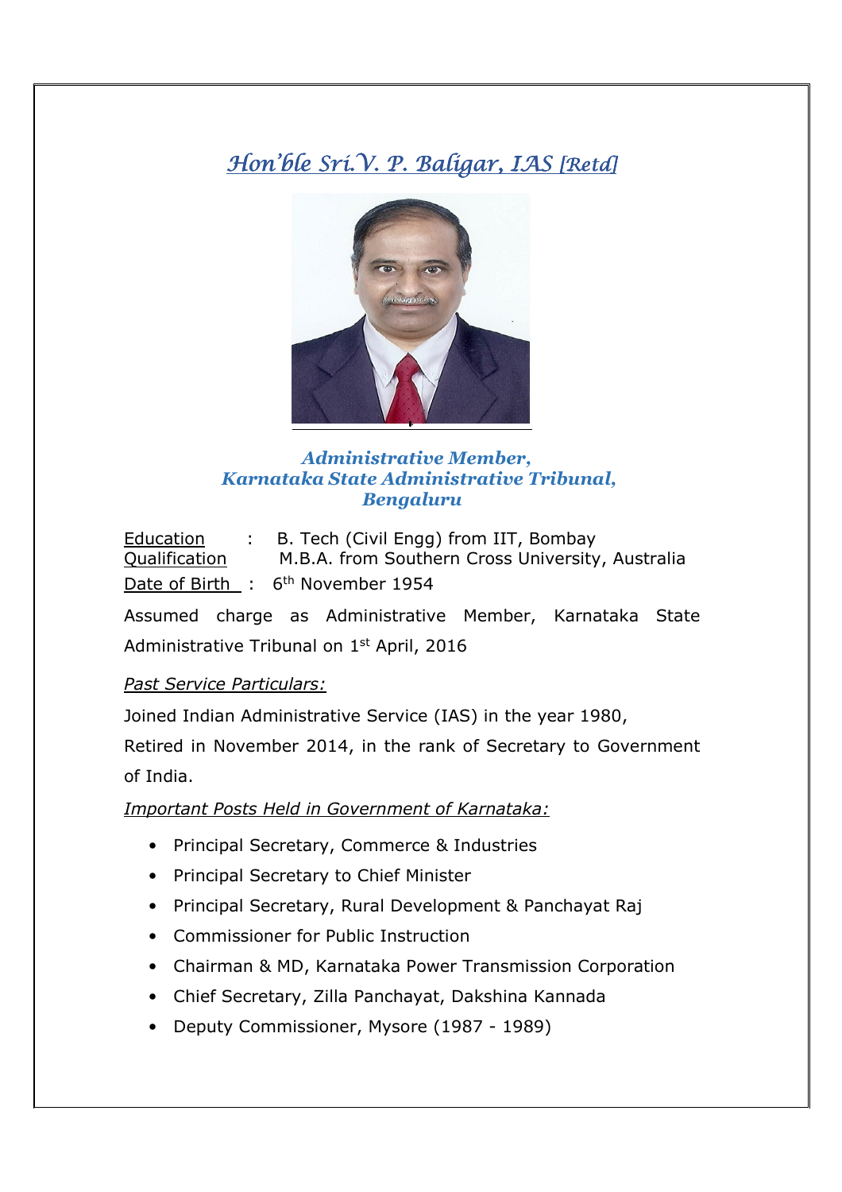# *Hon'ble Sri.V. P. Baligar, IAS [Retd]*

***Administrative Member,***
***Karnataka State Administrative Tribunal,***
***Bengaluru***

Education Qualification : B. Tech (Civil Engg) from IIT, Bombay
M.B.A. from Southern Cross University, Australia

Date of Birth : 6th November 1954

Assumed charge as Administrative Member, Karnataka State Administrative Tribunal on 1st April, 2016

*Past Service Particulars:*

Joined Indian Administrative Service (IAS) in the year 1980,

Retired in November 2014, in the rank of Secretary to Government of India.

*Important Posts Held in Government of Karnataka:*

- Principal Secretary, Commerce & Industries
- Principal Secretary to Chief Minister
- Principal Secretary, Rural Development & Panchayat Raj
- Commissioner for Public Instruction
- Chairman & MD, Karnataka Power Transmission Corporation
- Chief Secretary, Zilla Panchayat, Dakshina Kannada
- Deputy Commissioner, Mysore (1987 - 1989)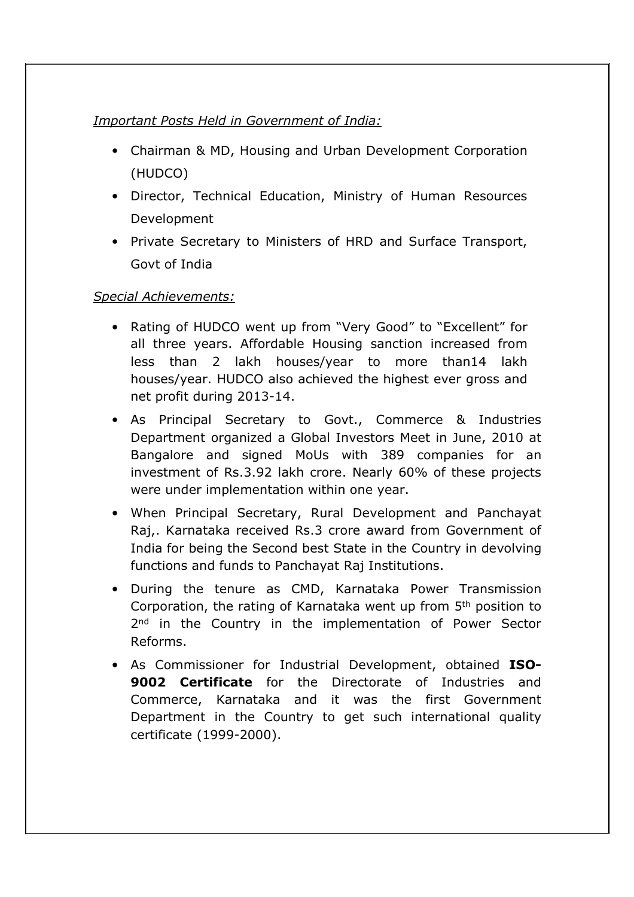*Important Posts Held in Government of India:*

- Chairman & MD, Housing and Urban Development Corporation (HUDCO)
- Director, Technical Education, Ministry of Human Resources Development
- Private Secretary to Ministers of HRD and Surface Transport, Govt of India

*Special Achievements:*

- Rating of HUDCO went up from "Very Good" to "Excellent" for all three years. Affordable Housing sanction increased from less than 2 lakh houses/year to more than14 lakh houses/year. HUDCO also achieved the highest ever gross and net profit during 2013-14.
- As Principal Secretary to Govt., Commerce & Industries Department organized a Global Investors Meet in June, 2010 at Bangalore and signed MoUs with 389 companies for an investment of Rs.3.92 lakh crore. Nearly 60% of these projects were under implementation within one year.
- When Principal Secretary, Rural Development and Panchayat Raj,. Karnataka received Rs.3 crore award from Government of India for being the Second best State in the Country in devolving functions and funds to Panchayat Raj Institutions.
- During the tenure as CMD, Karnataka Power Transmission Corporation, the rating of Karnataka went up from 5th position to 2nd in the Country in the implementation of Power Sector Reforms.
- As Commissioner for Industrial Development, obtained **ISO-9002 Certificate** for the Directorate of Industries and Commerce, Karnataka and it was the first Government Department in the Country to get such international quality certificate (1999-2000).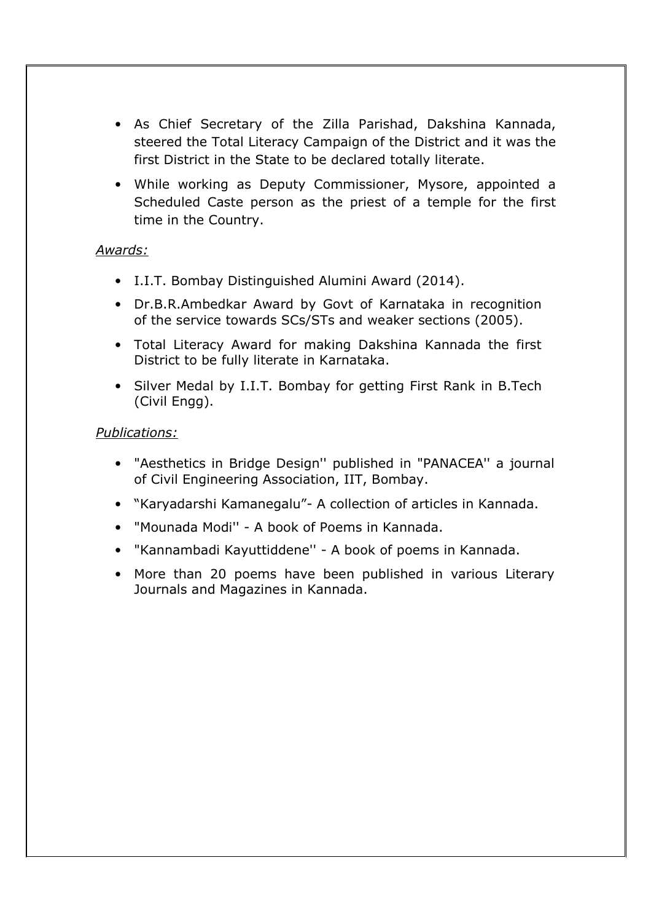- As Chief Secretary of the Zilla Parishad, Dakshina Kannada, steered the Total Literacy Campaign of the District and it was the first District in the State to be declared totally literate.
- While working as Deputy Commissioner, Mysore, appointed a Scheduled Caste person as the priest of a temple for the first time in the Country.

*Awards:*

- I.I.T. Bombay Distinguished Alumini Award (2014).
- Dr.B.R.Ambedkar Award by Govt of Karnataka in recognition of the service towards SCs/STs and weaker sections (2005).
- Total Literacy Award for making Dakshina Kannada the first District to be fully literate in Karnataka.
- Silver Medal by I.I.T. Bombay for getting First Rank in B.Tech (Civil Engg).

*Publications:*

- "Aesthetics in Bridge Design'' published in "PANACEA'' a journal of Civil Engineering Association, IIT, Bombay.
- "Karyadarshi Kamanegalu"- A collection of articles in Kannada.
- "Mounada Modi'' - A book of Poems in Kannada.
- "Kannambadi Kayuttiddene'' - A book of poems in Kannada.
- More than 20 poems have been published in various Literary Journals and Magazines in Kannada.